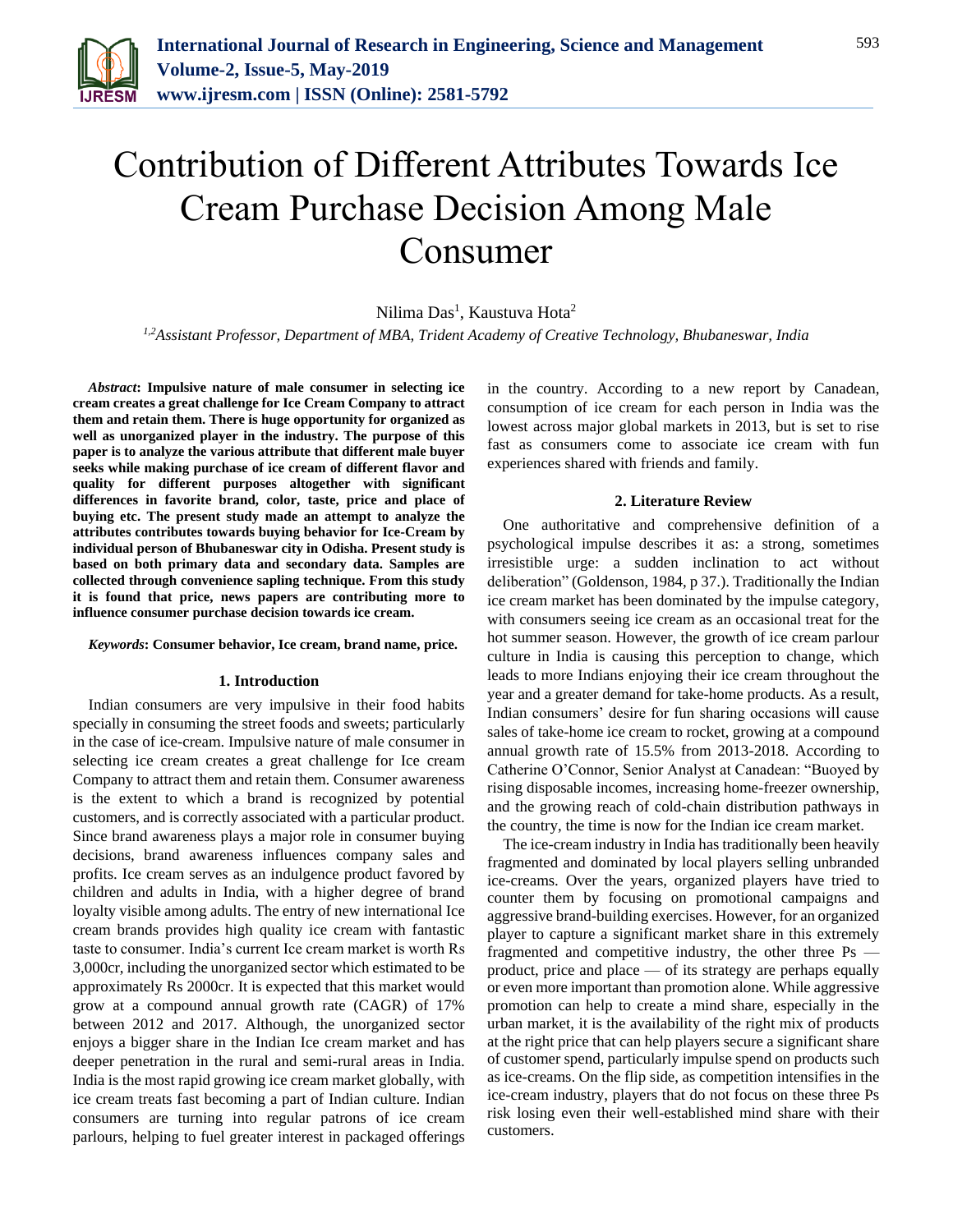# Contribution of Different Attributes Towards Ice Cream Purchase Decision Among Male Consumer

Nilima Das[1], Kaustuva Hota[2]

[1,2]*Assistant Professor, Department of MBA, Trident Academy of Creative Technology, Bhubaneswar, India*

***Abstract*: Impulsive nature of male consumer in selecting ice cream creates a great challenge for Ice Cream Company to attract them and retain them. There is huge opportunity for organized as well as unorganized player in the industry. The purpose of this paper is to analyze the various attribute that different male buyer seeks while making purchase of ice cream of different flavor and quality for different purposes altogether with significant differences in favorite brand, color, taste, price and place of buying etc. The present study made an attempt to analyze the attributes contributes towards buying behavior for Ice-Cream by individual person of Bhubaneswar city in Odisha. Present study is based on both primary data and secondary data. Samples are collected through convenience sapling technique. From this study it is found that price, news papers are contributing more to influence consumer purchase decision towards ice cream.**

***Keywords*: Consumer behavior, Ice cream, brand name, price.**

## 1. Introduction

Indian consumers are very impulsive in their food habits specially in consuming the street foods and sweets; particularly in the case of ice-cream. Impulsive nature of male consumer in selecting ice cream creates a great challenge for Ice cream Company to attract them and retain them. Consumer awareness is the extent to which a brand is recognized by potential customers, and is correctly associated with a particular product. Since brand awareness plays a major role in consumer buying decisions, brand awareness influences company sales and profits. Ice cream serves as an indulgence product favored by children and adults in India, with a higher degree of brand loyalty visible among adults. The entry of new international Ice cream brands provides high quality ice cream with fantastic taste to consumer. India's current Ice cream market is worth Rs 3,000cr, including the unorganized sector which estimated to be approximately Rs 2000cr. It is expected that this market would grow at a compound annual growth rate (CAGR) of 17% between 2012 and 2017. Although, the unorganized sector enjoys a bigger share in the Indian Ice cream market and has deeper penetration in the rural and semi-rural areas in India. India is the most rapid growing ice cream market globally, with ice cream treats fast becoming a part of Indian culture. Indian consumers are turning into regular patrons of ice cream parlours, helping to fuel greater interest in packaged offerings in the country. According to a new report by Canadean, consumption of ice cream for each person in India was the lowest across major global markets in 2013, but is set to rise fast as consumers come to associate ice cream with fun experiences shared with friends and family.

## 2. Literature Review

One authoritative and comprehensive definition of a psychological impulse describes it as: a strong, sometimes irresistible urge: a sudden inclination to act without deliberation" (Goldenson, 1984, p 37.). Traditionally the Indian ice cream market has been dominated by the impulse category, with consumers seeing ice cream as an occasional treat for the hot summer season. However, the growth of ice cream parlour culture in India is causing this perception to change, which leads to more Indians enjoying their ice cream throughout the year and a greater demand for take-home products. As a result, Indian consumers' desire for fun sharing occasions will cause sales of take-home ice cream to rocket, growing at a compound annual growth rate of 15.5% from 2013-2018. According to Catherine O'Connor, Senior Analyst at Canadean: "Buoyed by rising disposable incomes, increasing home-freezer ownership, and the growing reach of cold-chain distribution pathways in the country, the time is now for the Indian ice cream market.

The ice-cream industry in India has traditionally been heavily fragmented and dominated by local players selling unbranded ice-creams. Over the years, organized players have tried to counter them by focusing on promotional campaigns and aggressive brand-building exercises. However, for an organized player to capture a significant market share in this extremely fragmented and competitive industry, the other three Ps — product, price and place — of its strategy are perhaps equally or even more important than promotion alone. While aggressive promotion can help to create a mind share, especially in the urban market, it is the availability of the right mix of products at the right price that can help players secure a significant share of customer spend, particularly impulse spend on products such as ice-creams. On the flip side, as competition intensifies in the ice-cream industry, players that do not focus on these three Ps risk losing even their well-established mind share with their customers.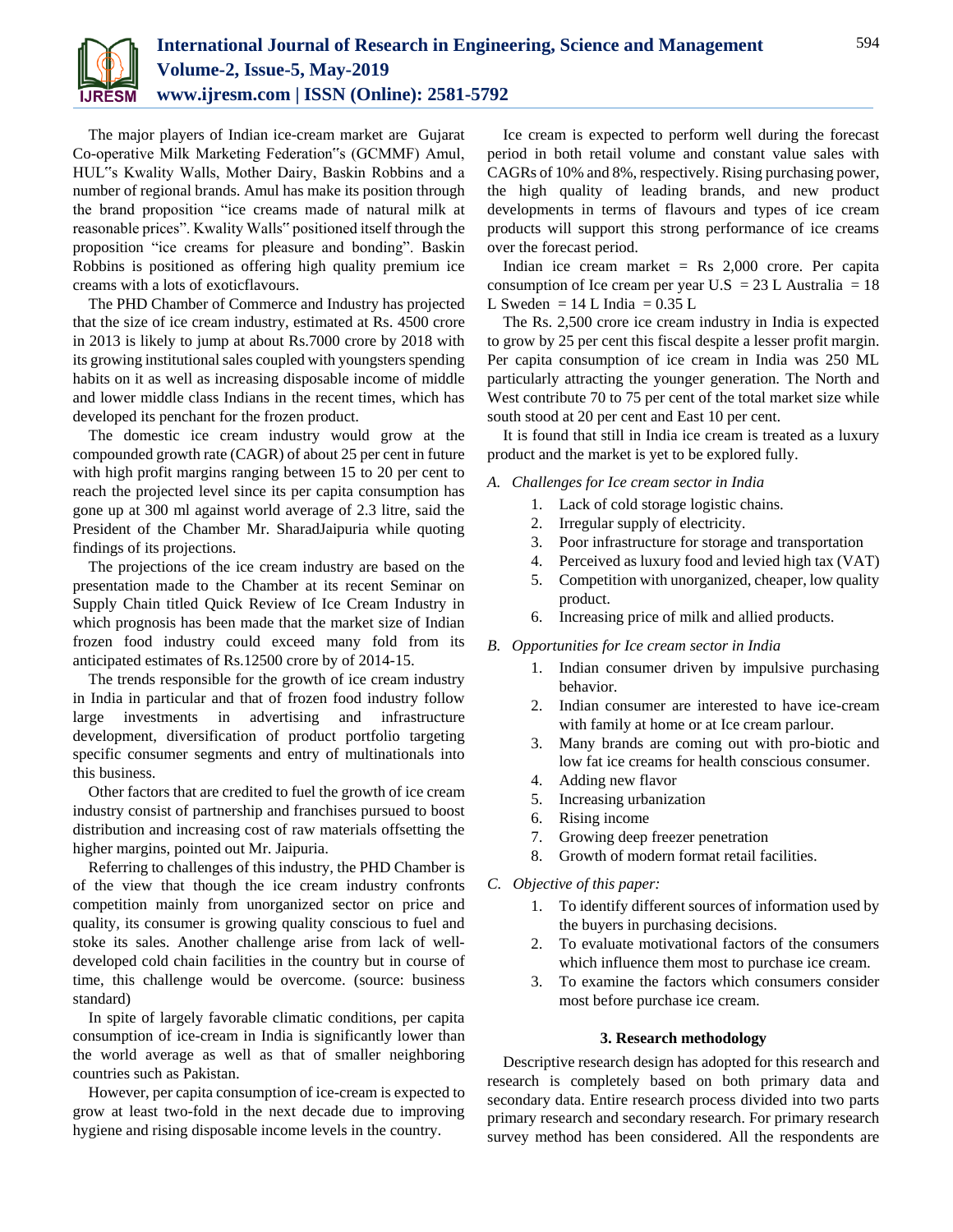The major players of Indian ice-cream market are Gujarat Co-operative Milk Marketing Federation"s (GCMMF) Amul, HUL"s Kwality Walls, Mother Dairy, Baskin Robbins and a number of regional brands. Amul has make its position through the brand proposition "ice creams made of natural milk at reasonable prices". Kwality Walls" positioned itself through the proposition "ice creams for pleasure and bonding". Baskin Robbins is positioned as offering high quality premium ice creams with a lots of exoticflavours.

The PHD Chamber of Commerce and Industry has projected that the size of ice cream industry, estimated at Rs. 4500 crore in 2013 is likely to jump at about Rs.7000 crore by 2018 with its growing institutional sales coupled with youngsters spending habits on it as well as increasing disposable income of middle and lower middle class Indians in the recent times, which has developed its penchant for the frozen product.

The domestic ice cream industry would grow at the compounded growth rate (CAGR) of about 25 per cent in future with high profit margins ranging between 15 to 20 per cent to reach the projected level since its per capita consumption has gone up at 300 ml against world average of 2.3 litre, said the President of the Chamber Mr. SharadJaipuria while quoting findings of its projections.

The projections of the ice cream industry are based on the presentation made to the Chamber at its recent Seminar on Supply Chain titled Quick Review of Ice Cream Industry in which prognosis has been made that the market size of Indian frozen food industry could exceed many fold from its anticipated estimates of Rs.12500 crore by of 2014-15.

The trends responsible for the growth of ice cream industry in India in particular and that of frozen food industry follow large investments in advertising and infrastructure development, diversification of product portfolio targeting specific consumer segments and entry of multinationals into this business.

Other factors that are credited to fuel the growth of ice cream industry consist of partnership and franchises pursued to boost distribution and increasing cost of raw materials offsetting the higher margins, pointed out Mr. Jaipuria.

Referring to challenges of this industry, the PHD Chamber is of the view that though the ice cream industry confronts competition mainly from unorganized sector on price and quality, its consumer is growing quality conscious to fuel and stoke its sales. Another challenge arise from lack of well-developed cold chain facilities in the country but in course of time, this challenge would be overcome. (source: business standard)

In spite of largely favorable climatic conditions, per capita consumption of ice-cream in India is significantly lower than the world average as well as that of smaller neighboring countries such as Pakistan.

However, per capita consumption of ice-cream is expected to grow at least two-fold in the next decade due to improving hygiene and rising disposable income levels in the country.

Ice cream is expected to perform well during the forecast period in both retail volume and constant value sales with CAGRs of 10% and 8%, respectively. Rising purchasing power, the high quality of leading brands, and new product developments in terms of flavours and types of ice cream products will support this strong performance of ice creams over the forecast period.

Indian ice cream market = Rs 2,000 crore. Per capita consumption of Ice cream per year U.S = 23 L Australia = 18 L Sweden = 14 L India = 0.35 L

The Rs. 2,500 crore ice cream industry in India is expected to grow by 25 per cent this fiscal despite a lesser profit margin. Per capita consumption of ice cream in India was 250 ML particularly attracting the younger generation. The North and West contribute 70 to 75 per cent of the total market size while south stood at 20 per cent and East 10 per cent.

It is found that still in India ice cream is treated as a luxury product and the market is yet to be explored fully.

### *A. Challenges for Ice cream sector in India*

1. Lack of cold storage logistic chains.
2. Irregular supply of electricity.
3. Poor infrastructure for storage and transportation
4. Perceived as luxury food and levied high tax (VAT)
5. Competition with unorganized, cheaper, low quality product.
6. Increasing price of milk and allied products.

### *B. Opportunities for Ice cream sector in India*

1. Indian consumer driven by impulsive purchasing behavior.
2. Indian consumer are interested to have ice-cream with family at home or at Ice cream parlour.
3. Many brands are coming out with pro-biotic and low fat ice creams for health conscious consumer.
4. Adding new flavor
5. Increasing urbanization
6. Rising income
7. Growing deep freezer penetration
8. Growth of modern format retail facilities.

### *C. Objective of this paper:*

1. To identify different sources of information used by the buyers in purchasing decisions.
2. To evaluate motivational factors of the consumers which influence them most to purchase ice cream.
3. To examine the factors which consumers consider most before purchase ice cream.

## 3. Research methodology

Descriptive research design has adopted for this research and research is completely based on both primary data and secondary data. Entire research process divided into two parts primary research and secondary research. For primary research survey method has been considered. All the respondents are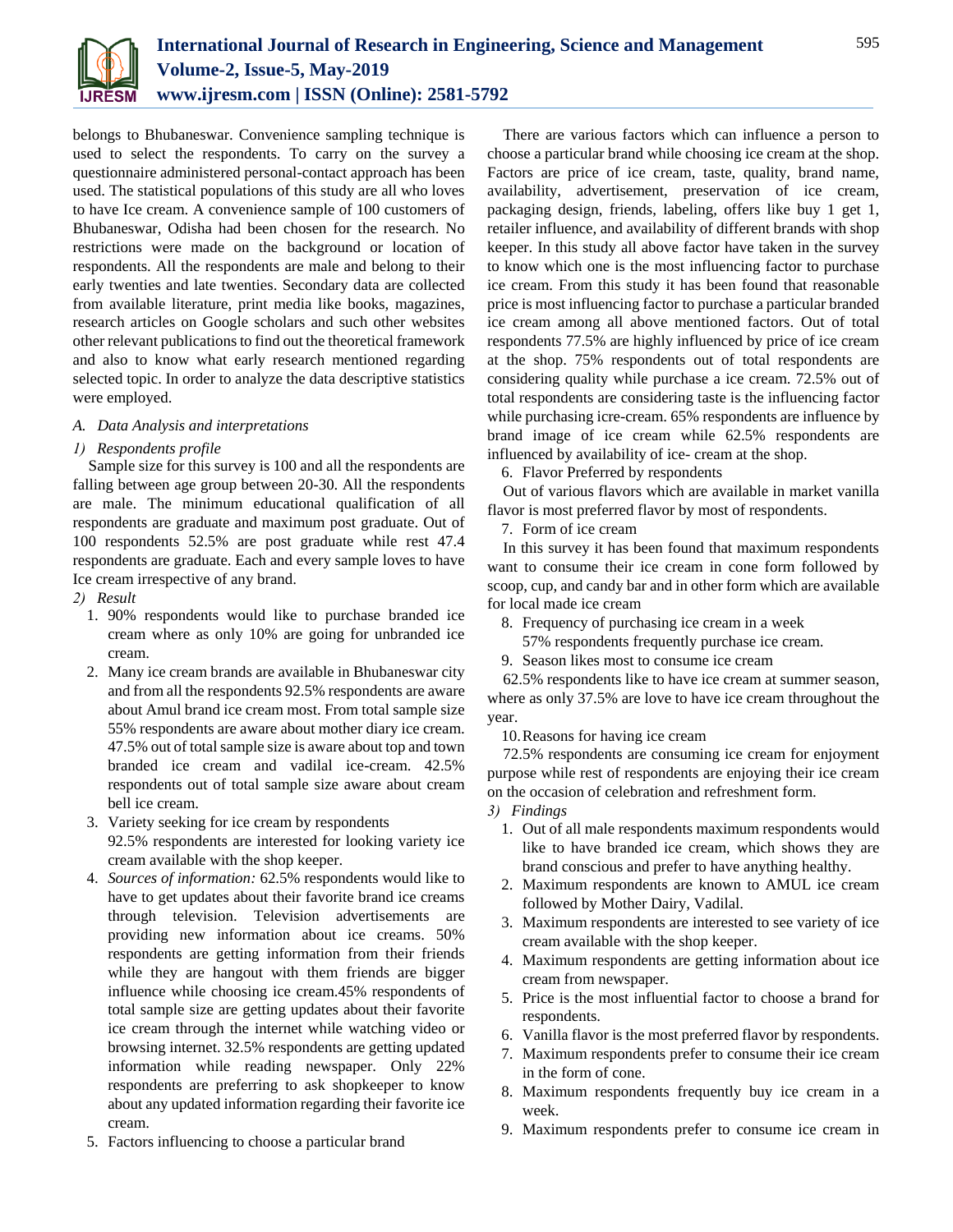belongs to Bhubaneswar. Convenience sampling technique is used to select the respondents. To carry on the survey a questionnaire administered personal-contact approach has been used. The statistical populations of this study are all who loves to have Ice cream. A convenience sample of 100 customers of Bhubaneswar, Odisha had been chosen for the research. No restrictions were made on the background or location of respondents. All the respondents are male and belong to their early twenties and late twenties. Secondary data are collected from available literature, print media like books, magazines, research articles on Google scholars and such other websites other relevant publications to find out the theoretical framework and also to know what early research mentioned regarding selected topic. In order to analyze the data descriptive statistics were employed.

### *A. Data Analysis and interpretations*

#### *1) Respondents profile*

Sample size for this survey is 100 and all the respondents are falling between age group between 20-30. All the respondents are male. The minimum educational qualification of all respondents are graduate and maximum post graduate. Out of 100 respondents 52.5% are post graduate while rest 47.4 respondents are graduate. Each and every sample loves to have Ice cream irrespective of any brand.

#### *2) Result*

1. 90% respondents would like to purchase branded ice cream where as only 10% are going for unbranded ice cream.
2. Many ice cream brands are available in Bhubaneswar city and from all the respondents 92.5% respondents are aware about Amul brand ice cream most. From total sample size 55% respondents are aware about mother diary ice cream. 47.5% out of total sample size is aware about top and town branded ice cream and vadilal ice-cream. 42.5% respondents out of total sample size aware about cream bell ice cream.
3. Variety seeking for ice cream by respondents  
   92.5% respondents are interested for looking variety ice cream available with the shop keeper.
4. *Sources of information:* 62.5% respondents would like to have to get updates about their favorite brand ice creams through television. Television advertisements are providing new information about ice creams. 50% respondents are getting information from their friends while they are hangout with them friends are bigger influence while choosing ice cream.45% respondents of total sample size are getting updates about their favorite ice cream through the internet while watching video or browsing internet. 32.5% respondents are getting updated information while reading newspaper. Only 22% respondents are preferring to ask shopkeeper to know about any updated information regarding their favorite ice cream.
5. Factors influencing to choose a particular brand

There are various factors which can influence a person to choose a particular brand while choosing ice cream at the shop. Factors are price of ice cream, taste, quality, brand name, availability, advertisement, preservation of ice cream, packaging design, friends, labeling, offers like buy 1 get 1, retailer influence, and availability of different brands with shop keeper. In this study all above factor have taken in the survey to know which one is the most influencing factor to purchase ice cream. From this study it has been found that reasonable price is most influencing factor to purchase a particular branded ice cream among all above mentioned factors. Out of total respondents 77.5% are highly influenced by price of ice cream at the shop. 75% respondents out of total respondents are considering quality while purchase a ice cream. 72.5% out of total respondents are considering taste is the influencing factor while purchasing icre-cream. 65% respondents are influence by brand image of ice cream while 62.5% respondents are influenced by availability of ice- cream at the shop.

6. Flavor Preferred by respondents

Out of various flavors which are available in market vanilla flavor is most preferred flavor by most of respondents.

7. Form of ice cream

In this survey it has been found that maximum respondents want to consume their ice cream in cone form followed by scoop, cup, and candy bar and in other form which are available for local made ice cream

8. Frequency of purchasing ice cream in a week  
   57% respondents frequently purchase ice cream.
9. Season likes most to consume ice cream

62.5% respondents like to have ice cream at summer season, where as only 37.5% are love to have ice cream throughout the year.

10. Reasons for having ice cream

72.5% respondents are consuming ice cream for enjoyment purpose while rest of respondents are enjoying their ice cream on the occasion of celebration and refreshment form.

#### *3) Findings*

1. Out of all male respondents maximum respondents would like to have branded ice cream, which shows they are brand conscious and prefer to have anything healthy.
2. Maximum respondents are known to AMUL ice cream followed by Mother Dairy, Vadilal.
3. Maximum respondents are interested to see variety of ice cream available with the shop keeper.
4. Maximum respondents are getting information about ice cream from newspaper.
5. Price is the most influential factor to choose a brand for respondents.
6. Vanilla flavor is the most preferred flavor by respondents.
7. Maximum respondents prefer to consume their ice cream in the form of cone.
8. Maximum respondents frequently buy ice cream in a week.
9. Maximum respondents prefer to consume ice cream in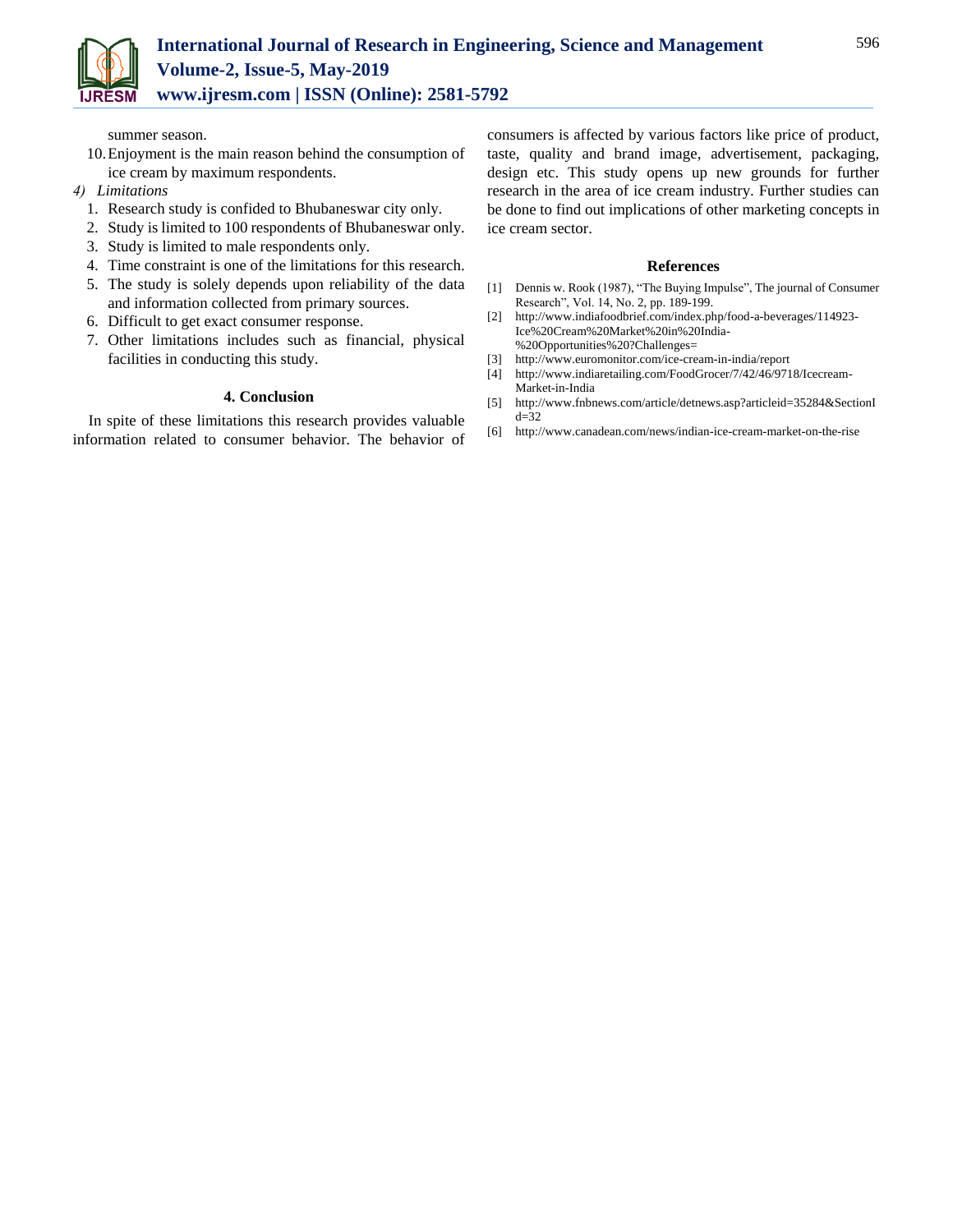summer season.

10. Enjoyment is the main reason behind the consumption of ice cream by maximum respondents.

*4) Limitations*

1. Research study is confided to Bhubaneswar city only.
2. Study is limited to 100 respondents of Bhubaneswar only.
3. Study is limited to male respondents only.
4. Time constraint is one of the limitations for this research.
5. The study is solely depends upon reliability of the data and information collected from primary sources.
6. Difficult to get exact consumer response.
7. Other limitations includes such as financial, physical facilities in conducting this study.

## 4. Conclusion

In spite of these limitations this research provides valuable information related to consumer behavior. The behavior of consumers is affected by various factors like price of product, taste, quality and brand image, advertisement, packaging, design etc. This study opens up new grounds for further research in the area of ice cream industry. Further studies can be done to find out implications of other marketing concepts in ice cream sector.

## References

[1] Dennis w. Rook (1987), "The Buying Impulse", The journal of Consumer Research", Vol. 14, No. 2, pp. 189-199.

[2] http://www.indiafoodbrief.com/index.php/food-a-beverages/114923-Ice%20Cream%20Market%20in%20India-%20Opportunities%20?Challenges=

[3] http://www.euromonitor.com/ice-cream-in-india/report

[4] http://www.indiaretailing.com/FoodGrocer/7/42/46/9718/Icecream-Market-in-India

[5] http://www.fnbnews.com/article/detnews.asp?articleid=35284&SectionId=32

[6] http://www.canadean.com/news/indian-ice-cream-market-on-the-rise